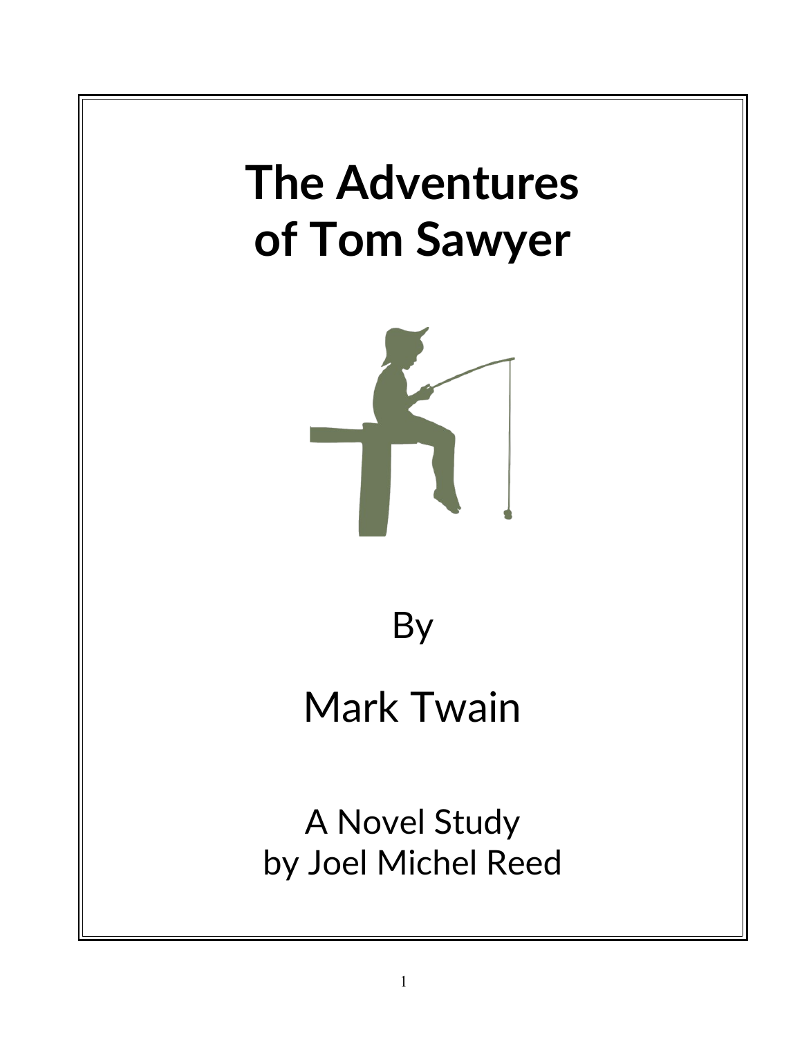# The Adventures of Tom Sawyer

By

Mark Twain

A Novel Study
by Joel Michel Reed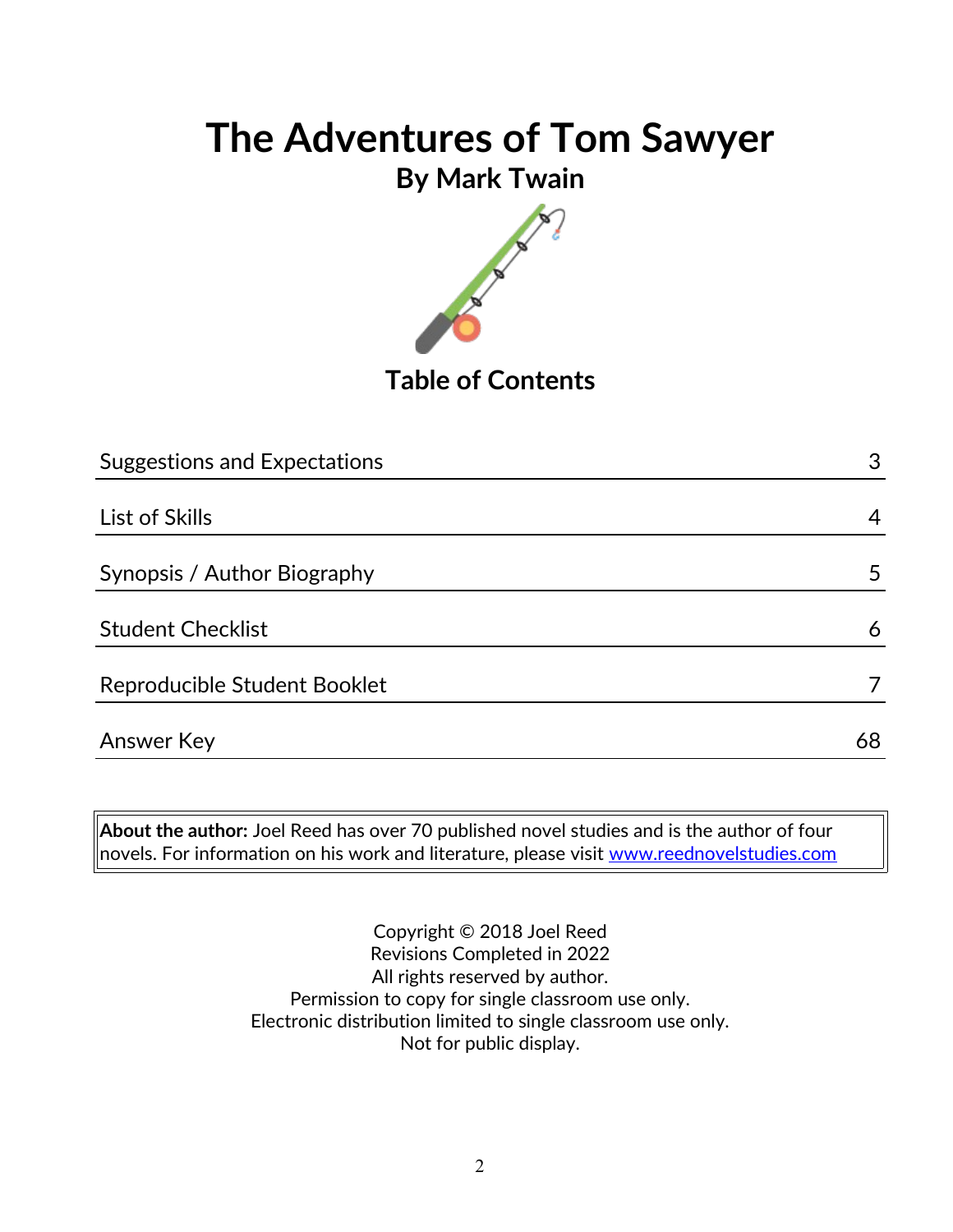# The Adventures of Tom Sawyer

## By Mark Twain

## Table of Contents

| | |
|---|---|
| Suggestions and Expectations | 3 |
| List of Skills | 4 |
| Synopsis / Author Biography | 5 |
| Student Checklist | 6 |
| Reproducible Student Booklet | 7 |
| Answer Key | 68 |

**About the author:** Joel Reed has over 70 published novel studies and is the author of four novels. For information on his work and literature, please visit www.reednovelstudies.com

Copyright © 2018 Joel Reed
Revisions Completed in 2022
All rights reserved by author.
Permission to copy for single classroom use only.
Electronic distribution limited to single classroom use only.
Not for public display.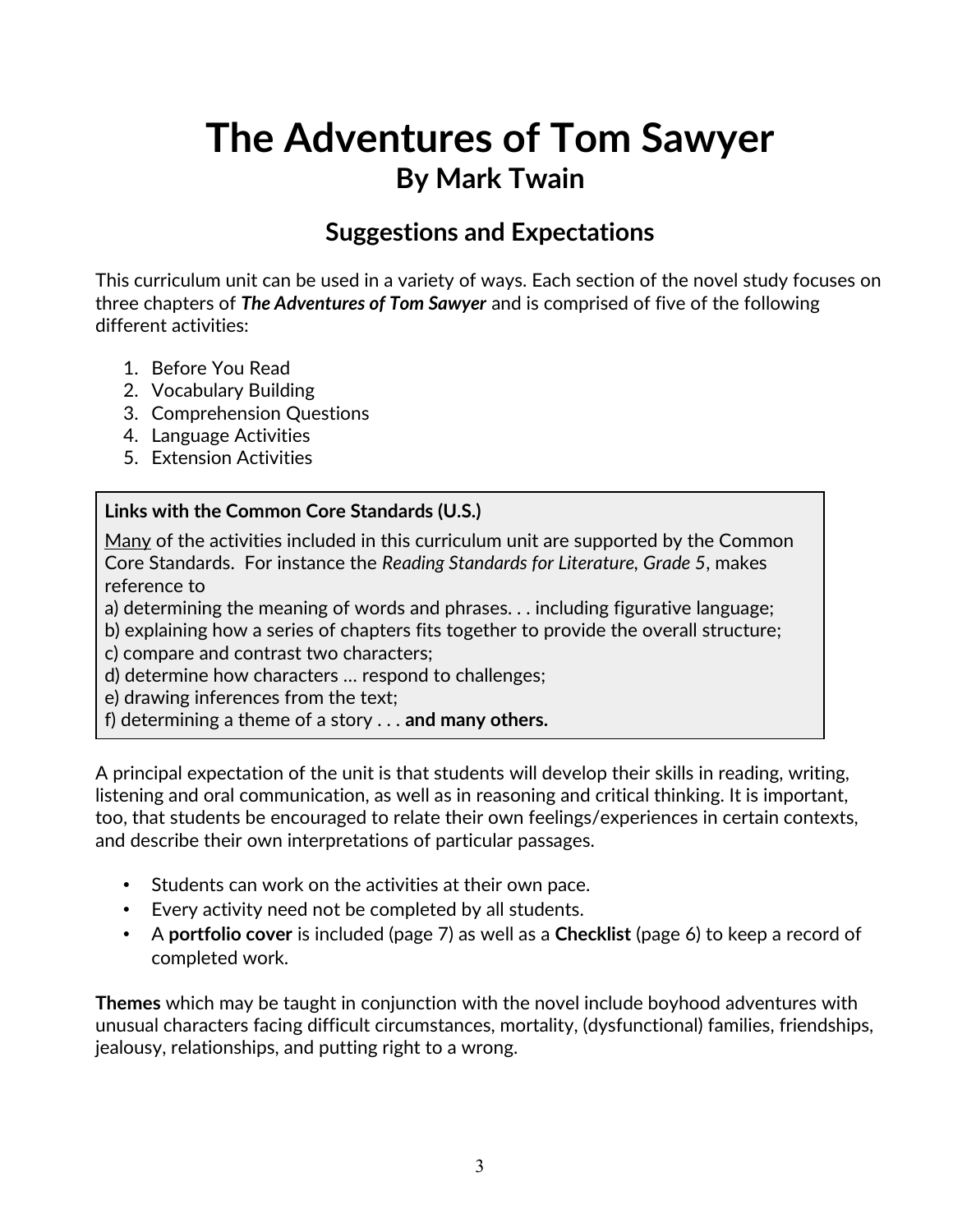# The Adventures of Tom Sawyer

## By Mark Twain

### Suggestions and Expectations

This curriculum unit can be used in a variety of ways. Each section of the novel study focuses on three chapters of ***The Adventures of Tom Sawyer*** and is comprised of five of the following different activities:

1. Before You Read
2. Vocabulary Building
3. Comprehension Questions
4. Language Activities
5. Extension Activities

**Links with the Common Core Standards (U.S.)**

<u>Many</u> of the activities included in this curriculum unit are supported by the Common Core Standards. For instance the *Reading Standards for Literature, Grade 5*, makes reference to
a) determining the meaning of words and phrases. . . including figurative language;
b) explaining how a series of chapters fits together to provide the overall structure;
c) compare and contrast two characters;
d) determine how characters … respond to challenges;
e) drawing inferences from the text;
f) determining a theme of a story . . . **and many others.**

A principal expectation of the unit is that students will develop their skills in reading, writing, listening and oral communication, as well as in reasoning and critical thinking. It is important, too, that students be encouraged to relate their own feelings/experiences in certain contexts, and describe their own interpretations of particular passages.

- Students can work on the activities at their own pace.
- Every activity need not be completed by all students.
- A **portfolio cover** is included (page 7) as well as a **Checklist** (page 6) to keep a record of completed work.

**Themes** which may be taught in conjunction with the novel include boyhood adventures with unusual characters facing difficult circumstances, mortality, (dysfunctional) families, friendships, jealousy, relationships, and putting right to a wrong.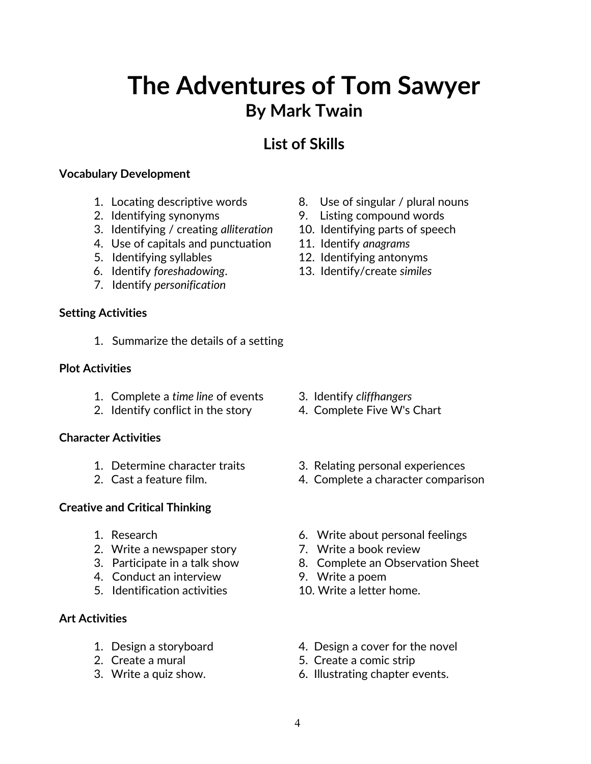# The Adventures of Tom Sawyer

## By Mark Twain

## List of Skills

**Vocabulary Development**

1. Locating descriptive words
2. Identifying synonyms
3. Identifying / creating *alliteration*
4. Use of capitals and punctuation
5. Identifying syllables
6. Identify *foreshadowing*.
7. Identify *personification*
8. Use of singular / plural nouns
9. Listing compound words
10. Identifying parts of speech
11. Identify *anagrams*
12. Identifying antonyms
13. Identify/create *similes*

**Setting Activities**

1. Summarize the details of a setting

**Plot Activities**

1. Complete a *time line* of events
2. Identify conflict in the story
3. Identify *cliffhangers*
4. Complete Five W's Chart

**Character Activities**

1. Determine character traits
2. Cast a feature film.
3. Relating personal experiences
4. Complete a character comparison

**Creative and Critical Thinking**

1. Research
2. Write a newspaper story
3. Participate in a talk show
4. Conduct an interview
5. Identification activities
6. Write about personal feelings
7. Write a book review
8. Complete an Observation Sheet
9. Write a poem
10. Write a letter home.

**Art Activities**

1. Design a storyboard
2. Create a mural
3. Write a quiz show.
4. Design a cover for the novel
5. Create a comic strip
6. Illustrating chapter events.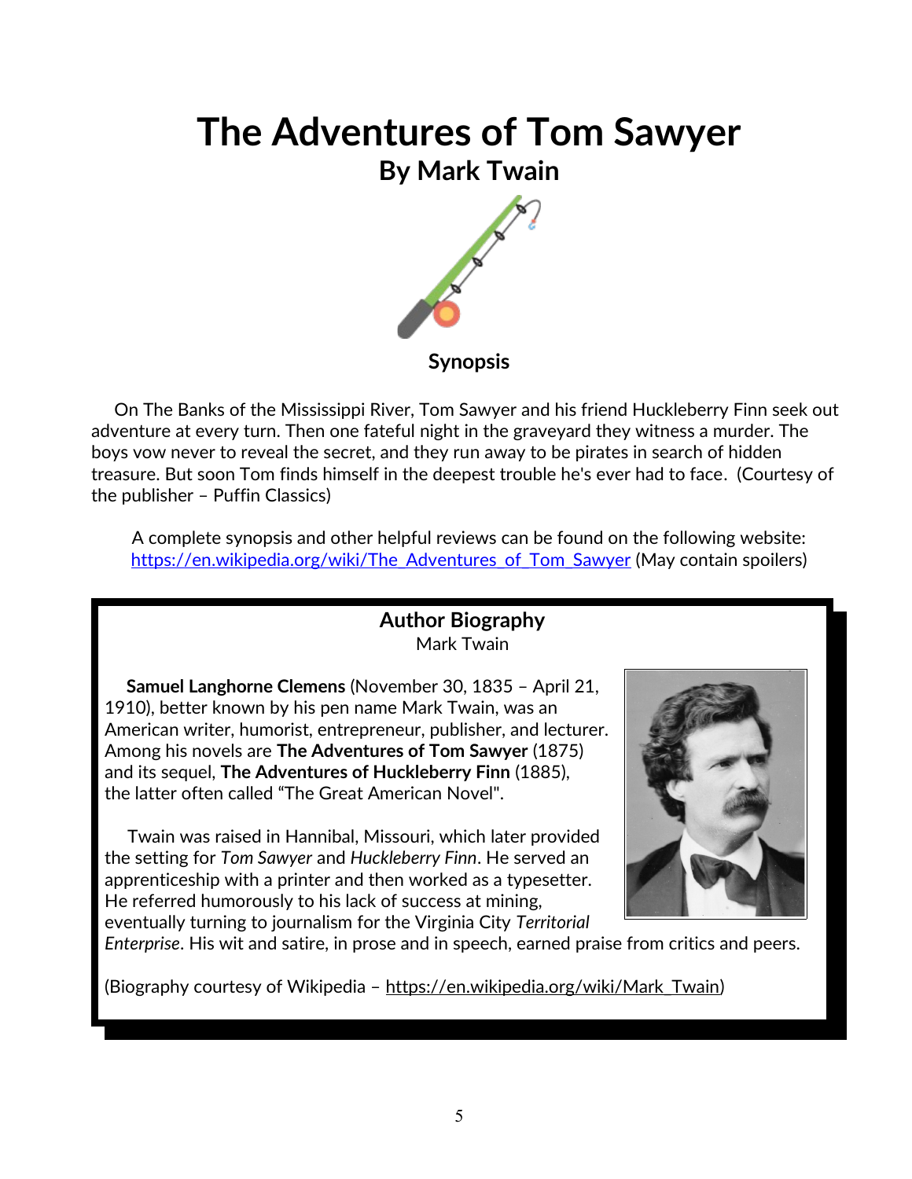# The Adventures of Tom Sawyer

## By Mark Twain

### Synopsis

On The Banks of the Mississippi River, Tom Sawyer and his friend Huckleberry Finn seek out adventure at every turn. Then one fateful night in the graveyard they witness a murder. The boys vow never to reveal the secret, and they run away to be pirates in search of hidden treasure. But soon Tom finds himself in the deepest trouble he's ever had to face. (Courtesy of the publisher – Puffin Classics)

A complete synopsis and other helpful reviews can be found on the following website: https://en.wikipedia.org/wiki/The_Adventures_of_Tom_Sawyer (May contain spoilers)

### Author Biography

Mark Twain

**Samuel Langhorne Clemens** (November 30, 1835 – April 21, 1910), better known by his pen name Mark Twain, was an American writer, humorist, entrepreneur, publisher, and lecturer. Among his novels are **The Adventures of Tom Sawyer** (1875) and its sequel, **The Adventures of Huckleberry Finn** (1885), the latter often called "The Great American Novel".

Twain was raised in Hannibal, Missouri, which later provided the setting for *Tom Sawyer* and *Huckleberry Finn*. He served an apprenticeship with a printer and then worked as a typesetter. He referred humorously to his lack of success at mining, eventually turning to journalism for the Virginia City *Territorial Enterprise*. His wit and satire, in prose and in speech, earned praise from critics and peers.

(Biography courtesy of Wikipedia – https://en.wikipedia.org/wiki/Mark_Twain)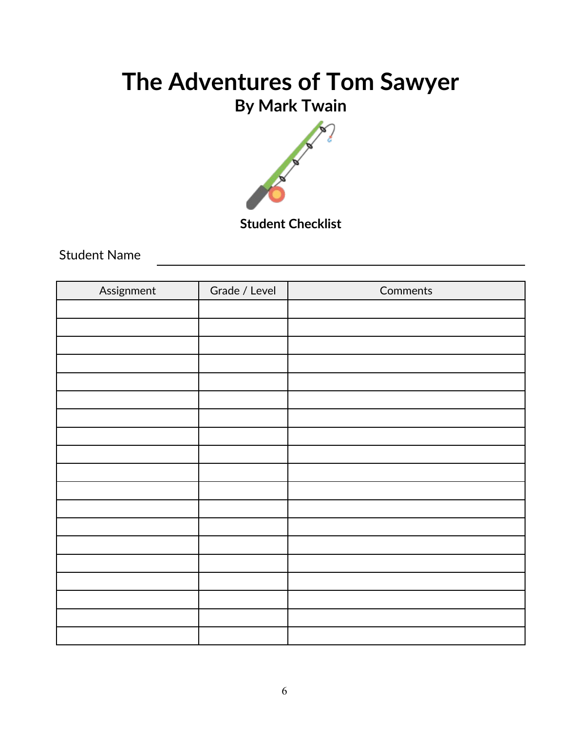# The Adventures of Tom Sawyer

## By Mark Twain

**Student Checklist**

Student Name ______________________________

| Assignment | Grade / Level | Comments |
|---|---|---|
| | | |
| | | |
| | | |
| | | |
| | | |
| | | |
| | | |
| | | |
| | | |
| | | |
| | | |
| | | |
| | | |
| | | |
| | | |
| | | |
| | | |
| | | |
| | | |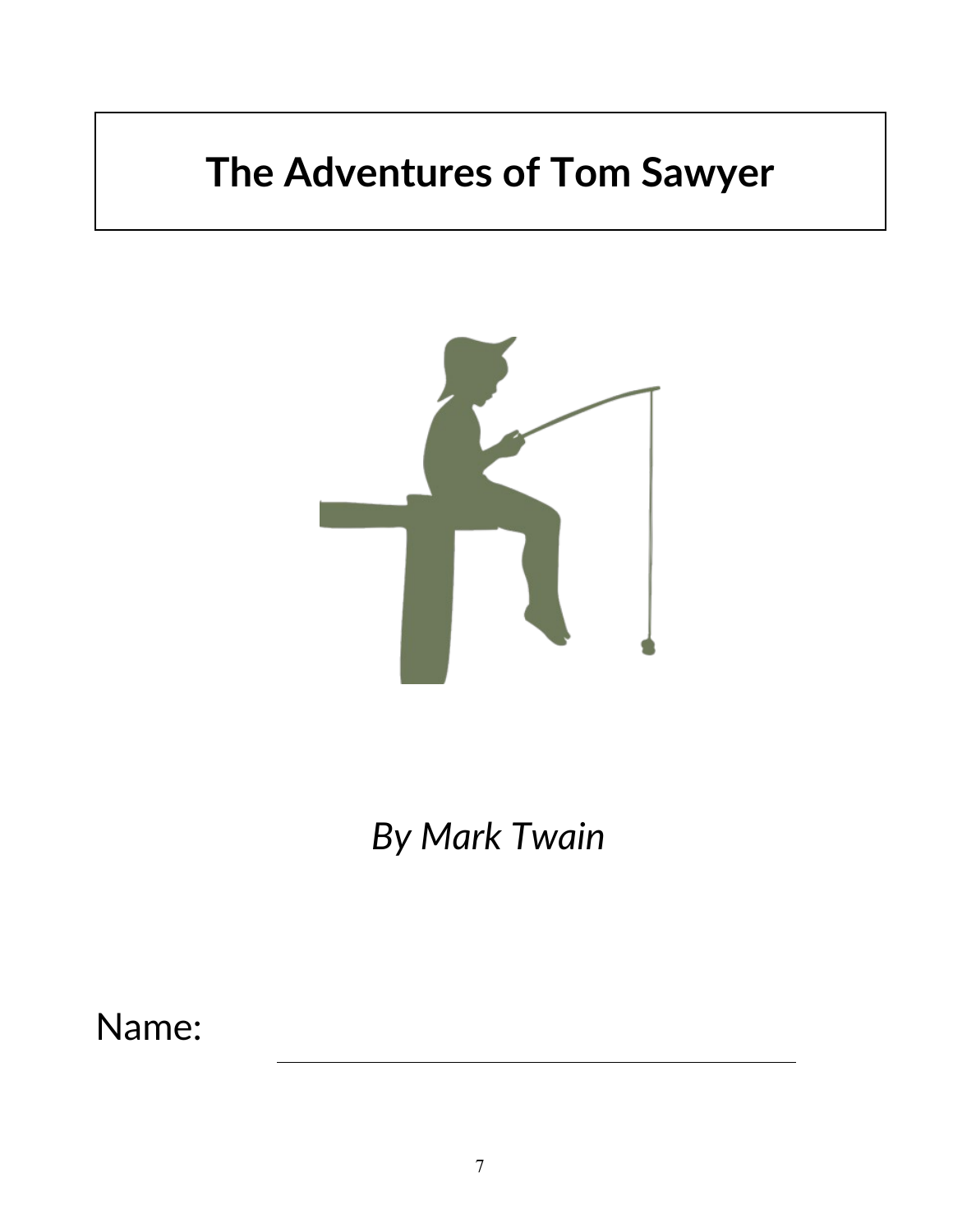# The Adventures of Tom Sawyer

*By Mark Twain*

Name: ______________________________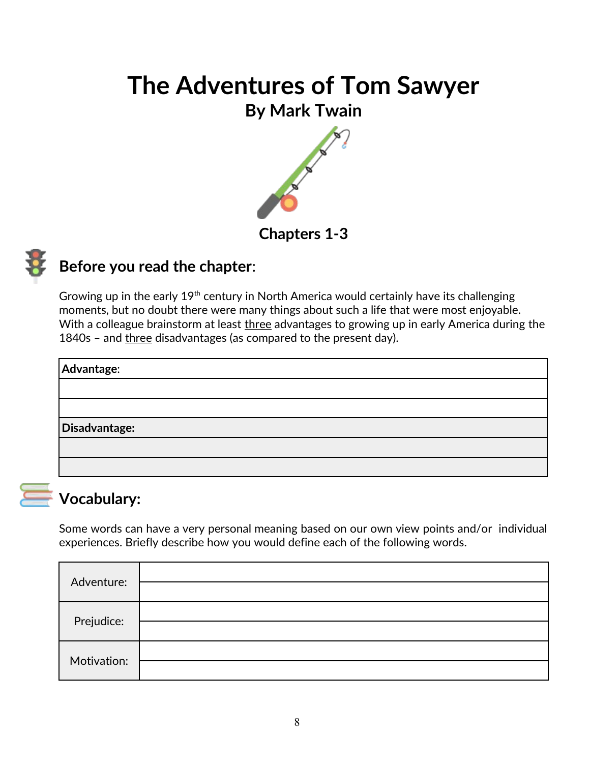# The Adventures of Tom Sawyer

## By Mark Twain

### Chapters 1-3

## Before you read the chapter:

Growing up in the early 19th century in North America would certainly have its challenging moments, but no doubt there were many things about such a life that were most enjoyable. With a colleague brainstorm at least <u>three</u> advantages to growing up in early America during the 1840s – and <u>three</u> disadvantages (as compared to the present day).

| **Advantage**: |
|---|
| |
| |
| **Disadvantage:** |
| |
| |

## Vocabulary:

Some words can have a very personal meaning based on our own view points and/or individual experiences. Briefly describe how you would define each of the following words.

| | |
|---|---|
| Adventure: | |
| | |
| Prejudice: | |
| | |
| Motivation: | |
| | |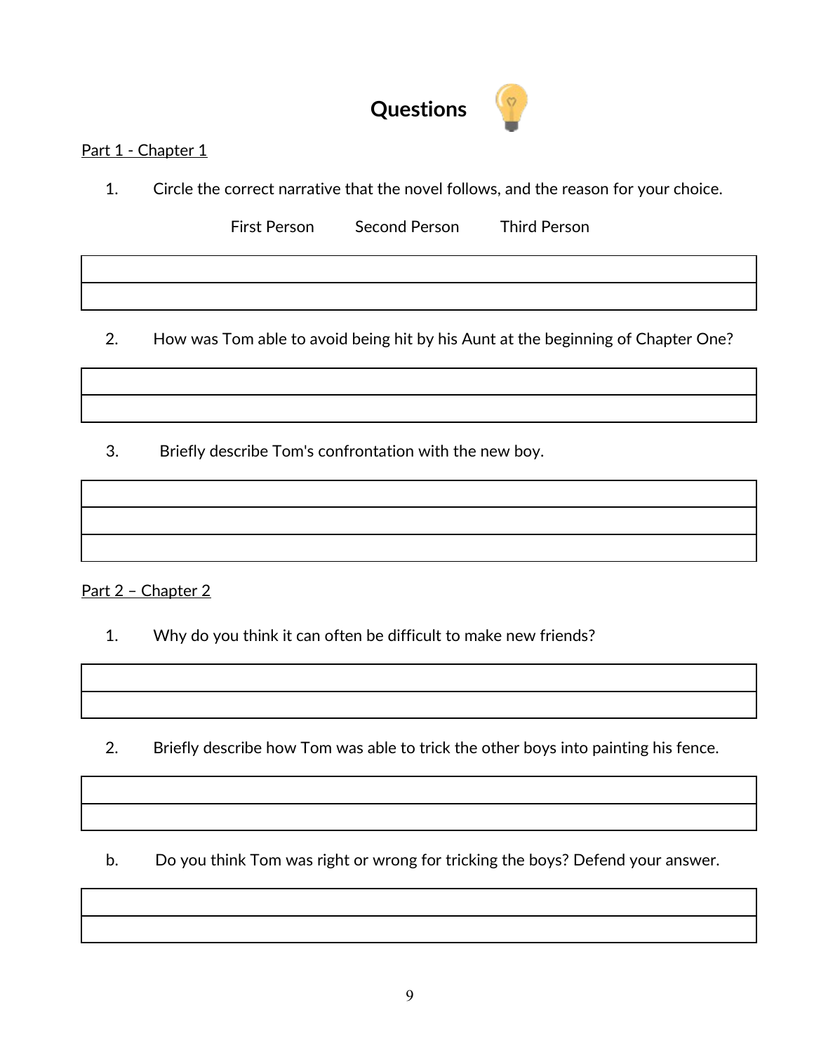# Questions

<u>Part 1 - Chapter 1</u>

1. Circle the correct narrative that the novel follows, and the reason for your choice.

   First Person    Second Person    Third Person

| |
|---|
| |

2. How was Tom able to avoid being hit by his Aunt at the beginning of Chapter One?

| |
|---|
| |

3. Briefly describe Tom's confrontation with the new boy.

| |
|---|
| |
| |

<u>Part 2 – Chapter 2</u>

1. Why do you think it can often be difficult to make new friends?

| |
|---|
| |

2. Briefly describe how Tom was able to trick the other boys into painting his fence.

| |
|---|
| |

b. Do you think Tom was right or wrong for tricking the boys? Defend your answer.

| |
|---|
| |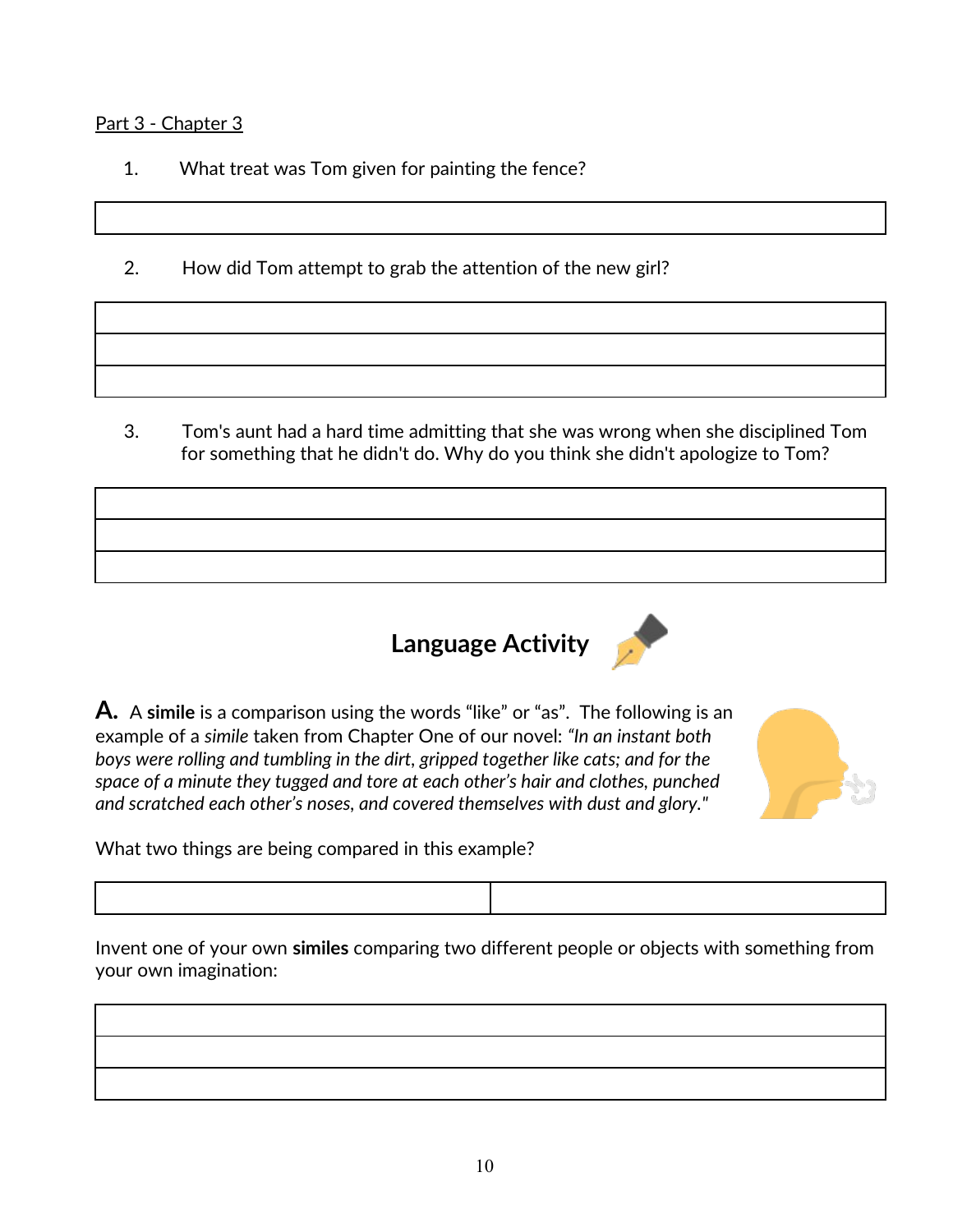Part 3 - Chapter 3

1. What treat was Tom given for painting the fence?

2. How did Tom attempt to grab the attention of the new girl?

3. Tom's aunt had a hard time admitting that she was wrong when she disciplined Tom for something that he didn't do. Why do you think she didn't apologize to Tom?

## Language Activity

**A.** A **simile** is a comparison using the words "like" or "as". The following is an example of a *simile* taken from Chapter One of our novel: *"In an instant both boys were rolling and tumbling in the dirt, gripped together like cats; and for the space of a minute they tugged and tore at each other's hair and clothes, punched and scratched each other's noses, and covered themselves with dust and glory."*

What two things are being compared in this example?

| | |
|---|---|
| | |

Invent one of your own **similes** comparing two different people or objects with something from your own imagination: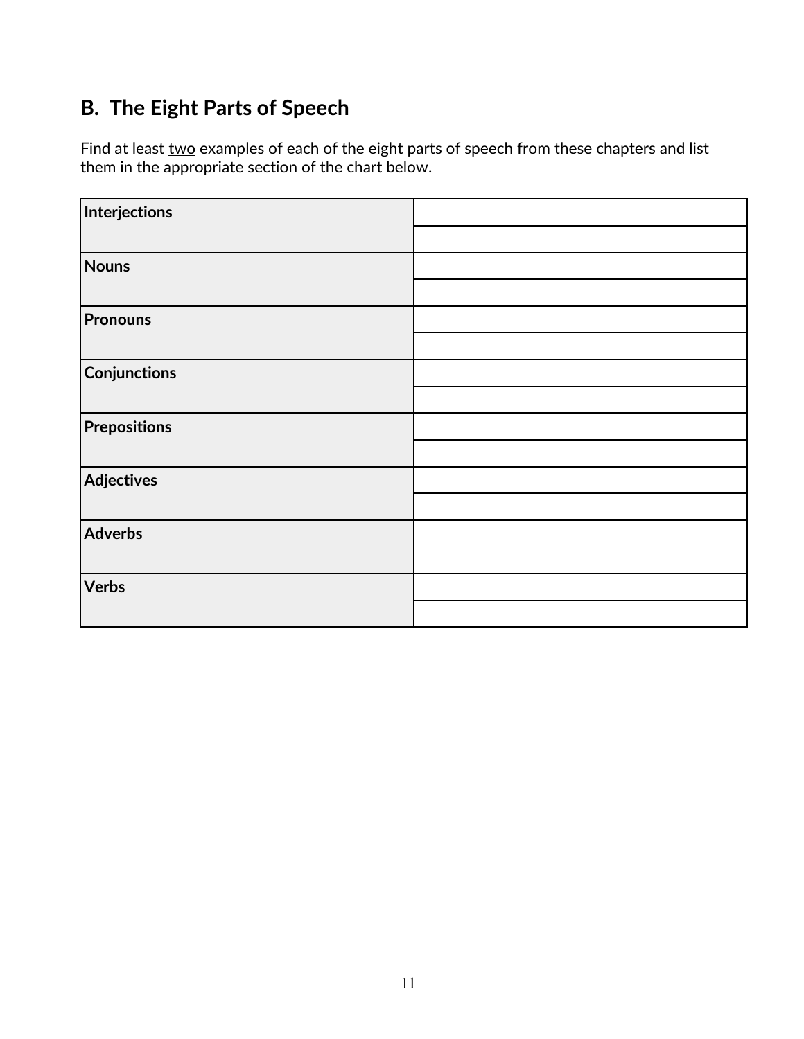## B. The Eight Parts of Speech

Find at least <u>two</u> examples of each of the eight parts of speech from these chapters and list them in the appropriate section of the chart below.

| | |
|---|---|
| **Interjections** | |
| | |
| **Nouns** | |
| | |
| **Pronouns** | |
| | |
| **Conjunctions** | |
| | |
| **Prepositions** | |
| | |
| **Adjectives** | |
| | |
| **Adverbs** | |
| | |
| **Verbs** | |
| | |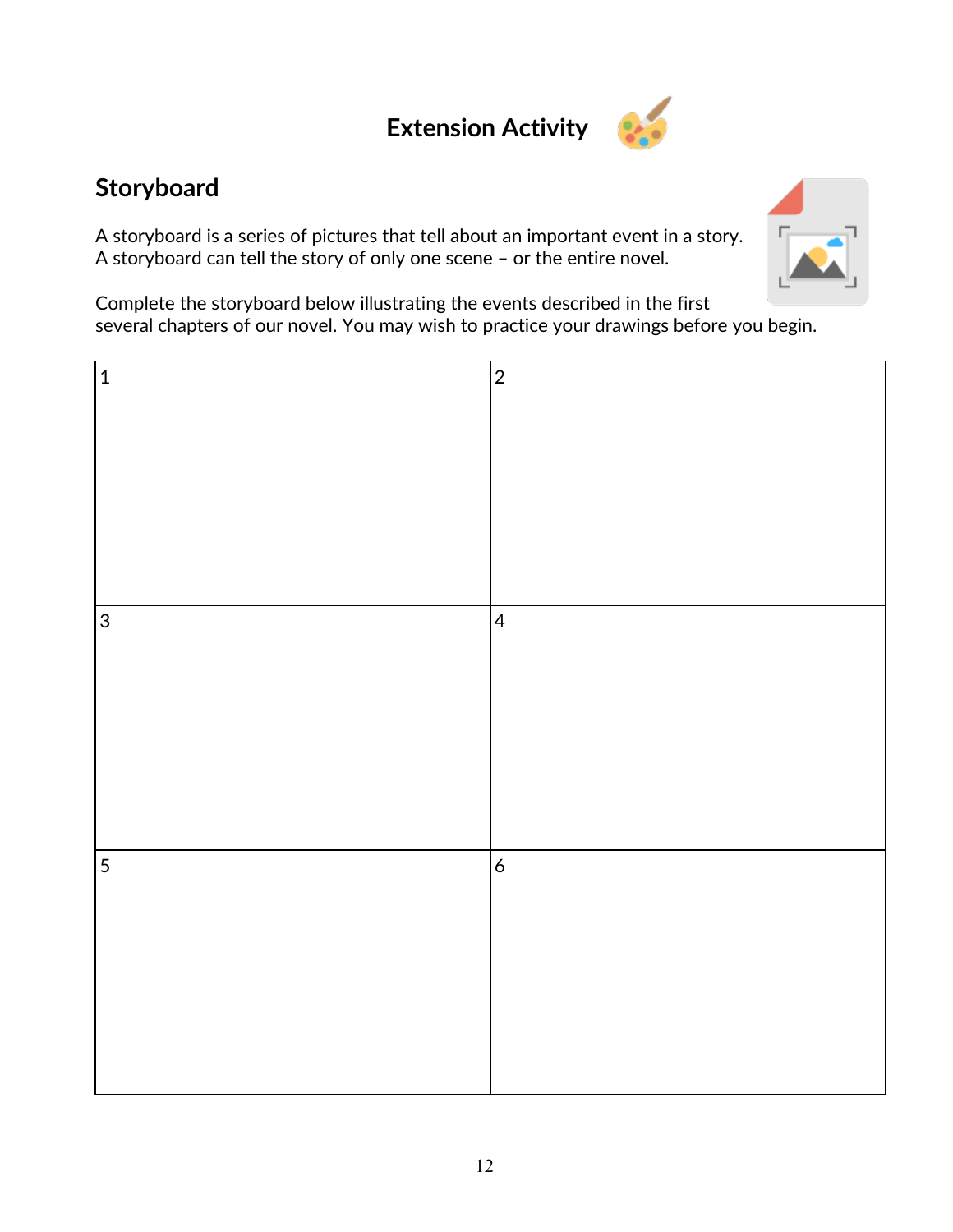# Extension Activity

## Storyboard

A storyboard is a series of pictures that tell about an important event in a story. A storyboard can tell the story of only one scene – or the entire novel.

Complete the storyboard below illustrating the events described in the first several chapters of our novel. You may wish to practice your drawings before you begin.

| | |
|---|---|
| 1 | 2 |
| 3 | 4 |
| 5 | 6 |